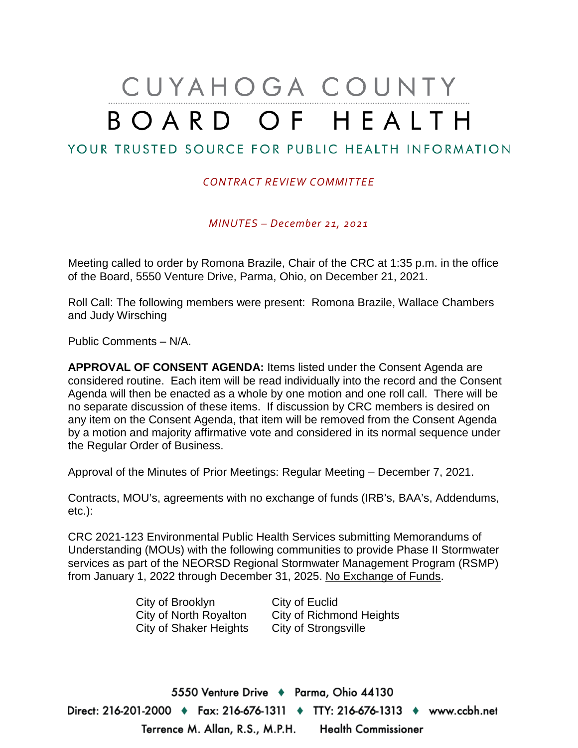# CUYAHOGA COUNTY BOARD OF HEALTH

## YOUR TRUSTED SOURCE FOR PUBLIC HEALTH INFORMATION

*CONTRACT REVIEW COMMITTEE*

*MINUTES – December 21, 2021*

Meeting called to order by Romona Brazile, Chair of the CRC at 1:35 p.m. in the office of the Board, 5550 Venture Drive, Parma, Ohio, on December 21, 2021.

Roll Call: The following members were present: Romona Brazile, Wallace Chambers and Judy Wirsching

Public Comments – N/A.

**APPROVAL OF CONSENT AGENDA:** Items listed under the Consent Agenda are considered routine. Each item will be read individually into the record and the Consent Agenda will then be enacted as a whole by one motion and one roll call. There will be no separate discussion of these items. If discussion by CRC members is desired on any item on the Consent Agenda, that item will be removed from the Consent Agenda by a motion and majority affirmative vote and considered in its normal sequence under the Regular Order of Business.

Approval of the Minutes of Prior Meetings: Regular Meeting – December 7, 2021.

Contracts, MOU's, agreements with no exchange of funds (IRB's, BAA's, Addendums, etc.):

CRC 2021-123 Environmental Public Health Services submitting Memorandums of Understanding (MOUs) with the following communities to provide Phase II Stormwater services as part of the NEORSD Regional Stormwater Management Program (RSMP) from January 1, 2022 through December 31, 2025. No Exchange of Funds.

- City of Brooklyn
- City of North Royalton
- City of Shaker Heights
- City of Euclid
- City of Richmond Heights
- City of Strongsville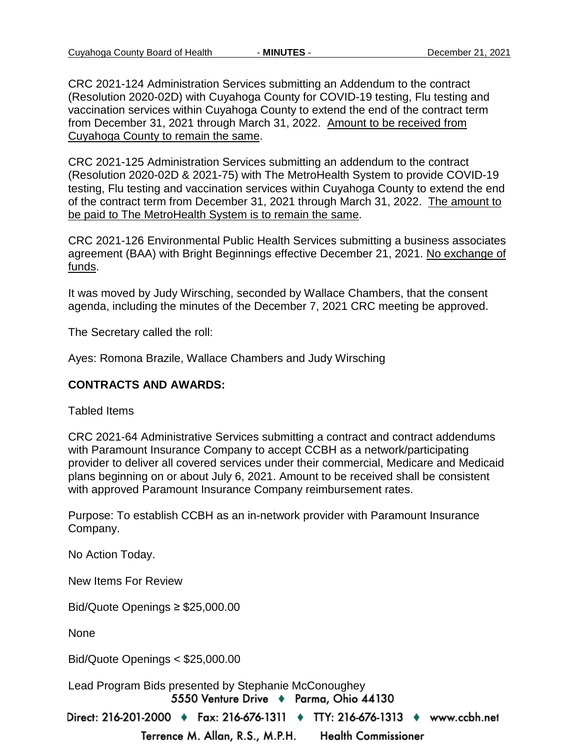CRC 2021-124 Administration Services submitting an Addendum to the contract (Resolution 2020-02D) with Cuyahoga County for COVID-19 testing, Flu testing and vaccination services within Cuyahoga County to extend the end of the contract term from December 31, 2021 through March 31, 2022. Amount to be received from Cuyahoga County to remain the same.

CRC 2021-125 Administration Services submitting an addendum to the contract (Resolution 2020-02D & 2021-75) with The MetroHealth System to provide COVID-19 testing, Flu testing and vaccination services within Cuyahoga County to extend the end of the contract term from December 31, 2021 through March 31, 2022. The amount to be paid to The MetroHealth System is to remain the same.

CRC 2021-126 Environmental Public Health Services submitting a business associates agreement (BAA) with Bright Beginnings effective December 21, 2021. No exchange of funds.

It was moved by Judy Wirsching, seconded by Wallace Chambers, that the consent agenda, including the minutes of the December 7, 2021 CRC meeting be approved.

The Secretary called the roll:

Ayes: Romona Brazile, Wallace Chambers and Judy Wirsching

**CONTRACTS AND AWARDS:**

Tabled Items

CRC 2021-64 Administrative Services submitting a contract and contract addendums with Paramount Insurance Company to accept CCBH as a network/participating provider to deliver all covered services under their commercial, Medicare and Medicaid plans beginning on or about July 6, 2021. Amount to be received shall be consistent with approved Paramount Insurance Company reimbursement rates.

Purpose: To establish CCBH as an in-network provider with Paramount Insurance Company.

No Action Today.

New Items For Review

Bid/Quote Openings ≥ $25,000.00

None

Bid/Quote Openings < $25,000.00

Lead Program Bids presented by Stephanie McConoughey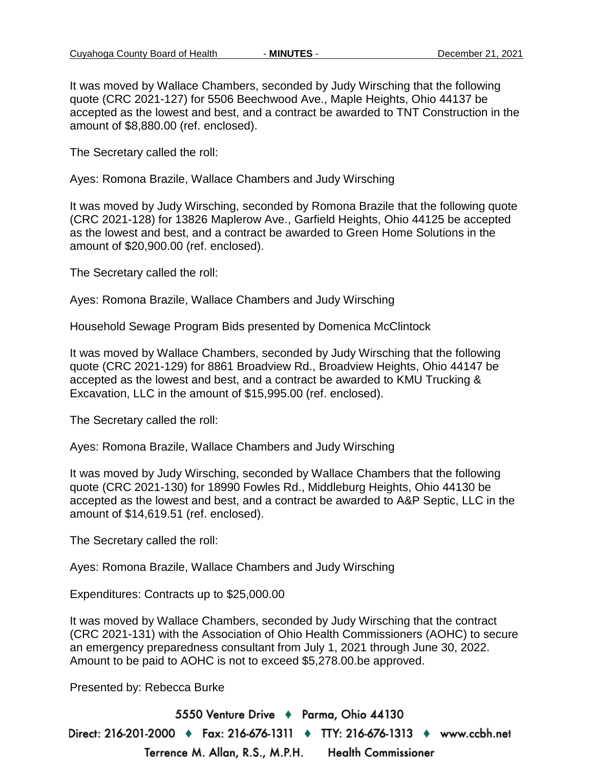It was moved by Wallace Chambers, seconded by Judy Wirsching that the following quote (CRC 2021-127) for 5506 Beechwood Ave., Maple Heights, Ohio 44137 be accepted as the lowest and best, and a contract be awarded to TNT Construction in the amount of $8,880.00 (ref. enclosed).

The Secretary called the roll:

Ayes: Romona Brazile, Wallace Chambers and Judy Wirsching

It was moved by Judy Wirsching, seconded by Romona Brazile that the following quote (CRC 2021-128) for 13826 Maplerow Ave., Garfield Heights, Ohio 44125 be accepted as the lowest and best, and a contract be awarded to Green Home Solutions in the amount of $20,900.00 (ref. enclosed).

The Secretary called the roll:

Ayes: Romona Brazile, Wallace Chambers and Judy Wirsching

Household Sewage Program Bids presented by Domenica McClintock

It was moved by Wallace Chambers, seconded by Judy Wirsching that the following quote (CRC 2021-129) for 8861 Broadview Rd., Broadview Heights, Ohio 44147 be accepted as the lowest and best, and a contract be awarded to KMU Trucking & Excavation, LLC in the amount of $15,995.00 (ref. enclosed).

The Secretary called the roll:

Ayes: Romona Brazile, Wallace Chambers and Judy Wirsching

It was moved by Judy Wirsching, seconded by Wallace Chambers that the following quote (CRC 2021-130) for 18990 Fowles Rd., Middleburg Heights, Ohio 44130 be accepted as the lowest and best, and a contract be awarded to A&P Septic, LLC in the amount of $14,619.51 (ref. enclosed).

The Secretary called the roll:

Ayes: Romona Brazile, Wallace Chambers and Judy Wirsching

Expenditures: Contracts up to $25,000.00

It was moved by Wallace Chambers, seconded by Judy Wirsching that the contract (CRC 2021-131) with the Association of Ohio Health Commissioners (AOHC) to secure an emergency preparedness consultant from July 1, 2021 through June 30, 2022. Amount to be paid to AOHC is not to exceed $5,278.00.be approved.

Presented by: Rebecca Burke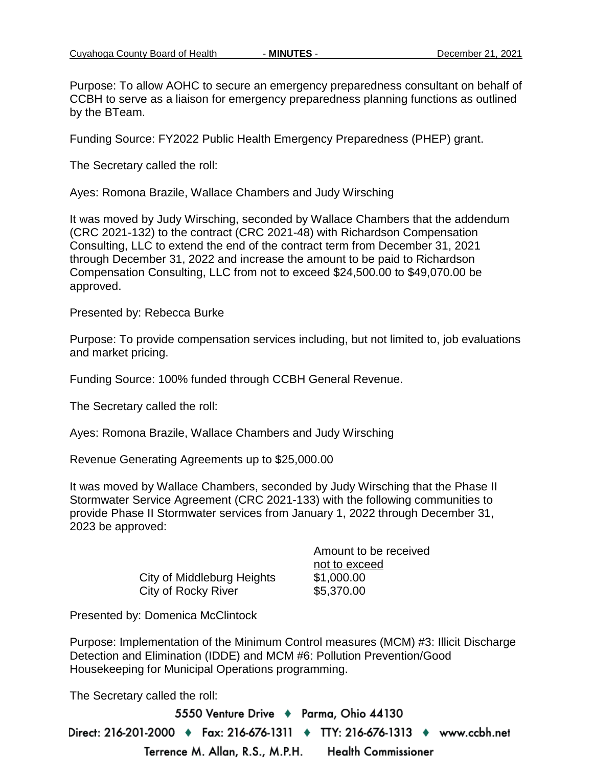Purpose: To allow AOHC to secure an emergency preparedness consultant on behalf of CCBH to serve as a liaison for emergency preparedness planning functions as outlined by the BTeam.

Funding Source: FY2022 Public Health Emergency Preparedness (PHEP) grant.

The Secretary called the roll:

Ayes: Romona Brazile, Wallace Chambers and Judy Wirsching

It was moved by Judy Wirsching, seconded by Wallace Chambers that the addendum (CRC 2021-132) to the contract (CRC 2021-48) with Richardson Compensation Consulting, LLC to extend the end of the contract term from December 31, 2021 through December 31, 2022 and increase the amount to be paid to Richardson Compensation Consulting, LLC from not to exceed $24,500.00 to $49,070.00 be approved.

Presented by: Rebecca Burke

Purpose: To provide compensation services including, but not limited to, job evaluations and market pricing.

Funding Source: 100% funded through CCBH General Revenue.

The Secretary called the roll:

Ayes: Romona Brazile, Wallace Chambers and Judy Wirsching

Revenue Generating Agreements up to $25,000.00

It was moved by Wallace Chambers, seconded by Judy Wirsching that the Phase II Stormwater Service Agreement (CRC 2021-133) with the following communities to provide Phase II Stormwater services from January 1, 2022 through December 31, 2023 be approved:

| | Amount to be received not to exceed |
|---|---|
| City of Middleburg Heights | $1,000.00 |
| City of Rocky River | $5,370.00 |

Presented by: Domenica McClintock

Purpose: Implementation of the Minimum Control measures (MCM) #3: Illicit Discharge Detection and Elimination (IDDE) and MCM #6: Pollution Prevention/Good Housekeeping for Municipal Operations programming.

The Secretary called the roll: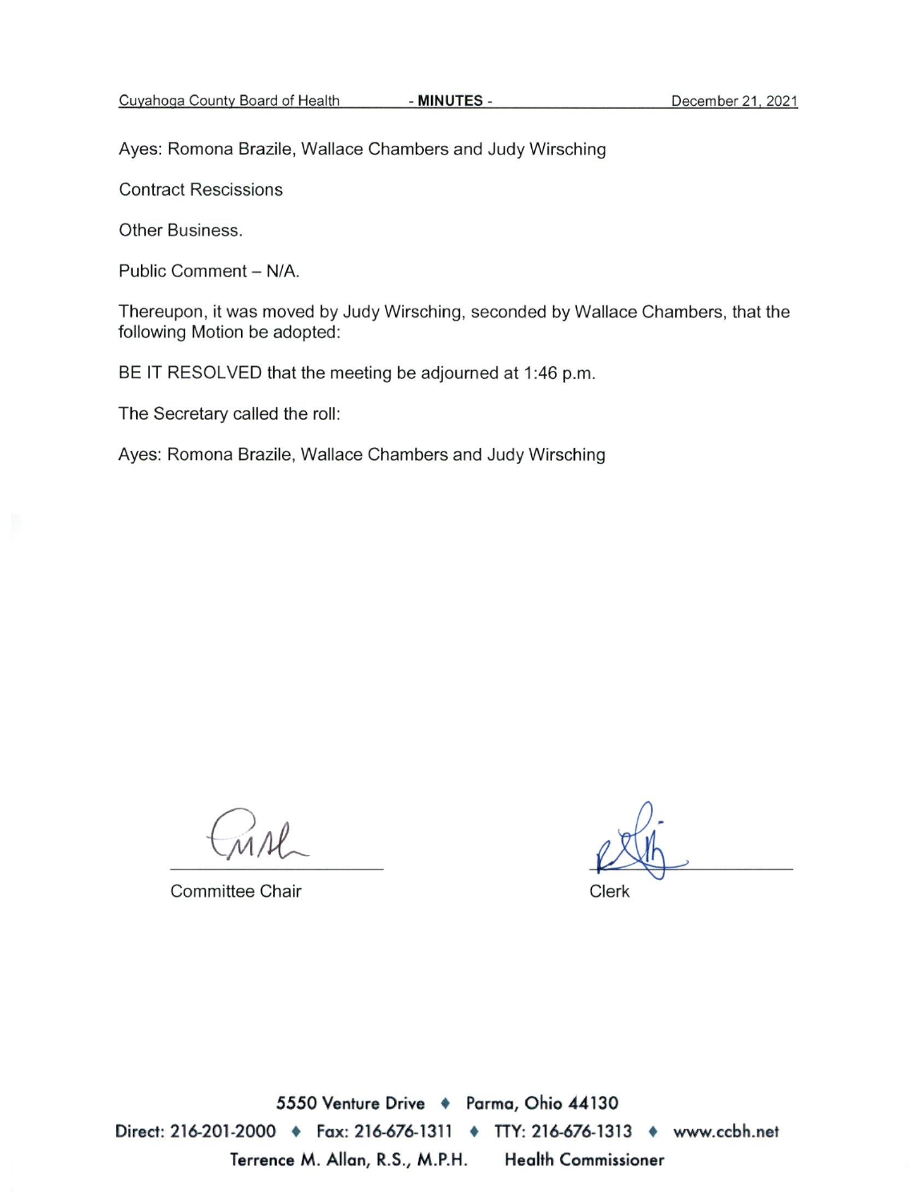Ayes: Romona Brazile, Wallace Chambers and Judy Wirsching

Contract Rescissions

Other Business.

Public Comment – N/A.

Thereupon, it was moved by Judy Wirsching, seconded by Wallace Chambers, that the following Motion be adopted:

BE IT RESOLVED that the meeting be adjourned at 1:46 p.m.

The Secretary called the roll:

Ayes: Romona Brazile, Wallace Chambers and Judy Wirsching

Committee Chair

Clerk

5550 Venture Drive ♦ Parma, Ohio 44130

Direct: 216-201-2000 ♦ Fax: 216-676-1311 ♦ TTY: 216-676-1313 ♦ www.ccbh.net

Terrence M. Allan, R.S., M.P.H. Health Commissioner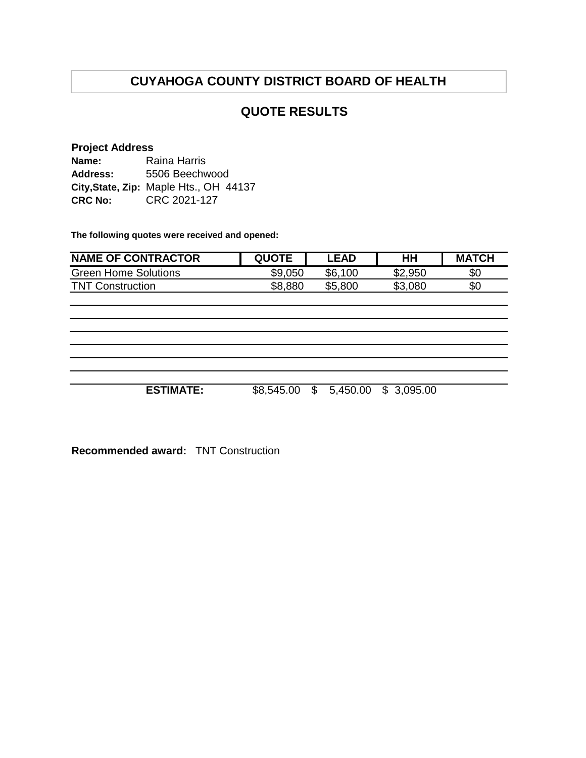# CUYAHOGA COUNTY DISTRICT BOARD OF HEALTH

## QUOTE RESULTS

**Project Address**

**Name:** Raina Harris
**Address:** 5506 Beechwood
**City,State, Zip:** Maple Hts., OH 44137
**CRC No:** CRC 2021-127

**The following quotes were received and opened:**

| NAME OF CONTRACTOR | QUOTE | LEAD | HH | MATCH |
|---|---|---|---|---|
| Green Home Solutions | $9,050 | $6,100 | $2,950 | $0 |
| TNT Construction | $8,880 | $5,800 | $3,080 | $0 |
| | | | | |
| | | | | |
| | | | | |
| | | | | |
| | | | | |
| | | | | |
| **ESTIMATE:** | $8,545.00 | $ 5,450.00 | $ 3,095.00 | |

**Recommended award:** TNT Construction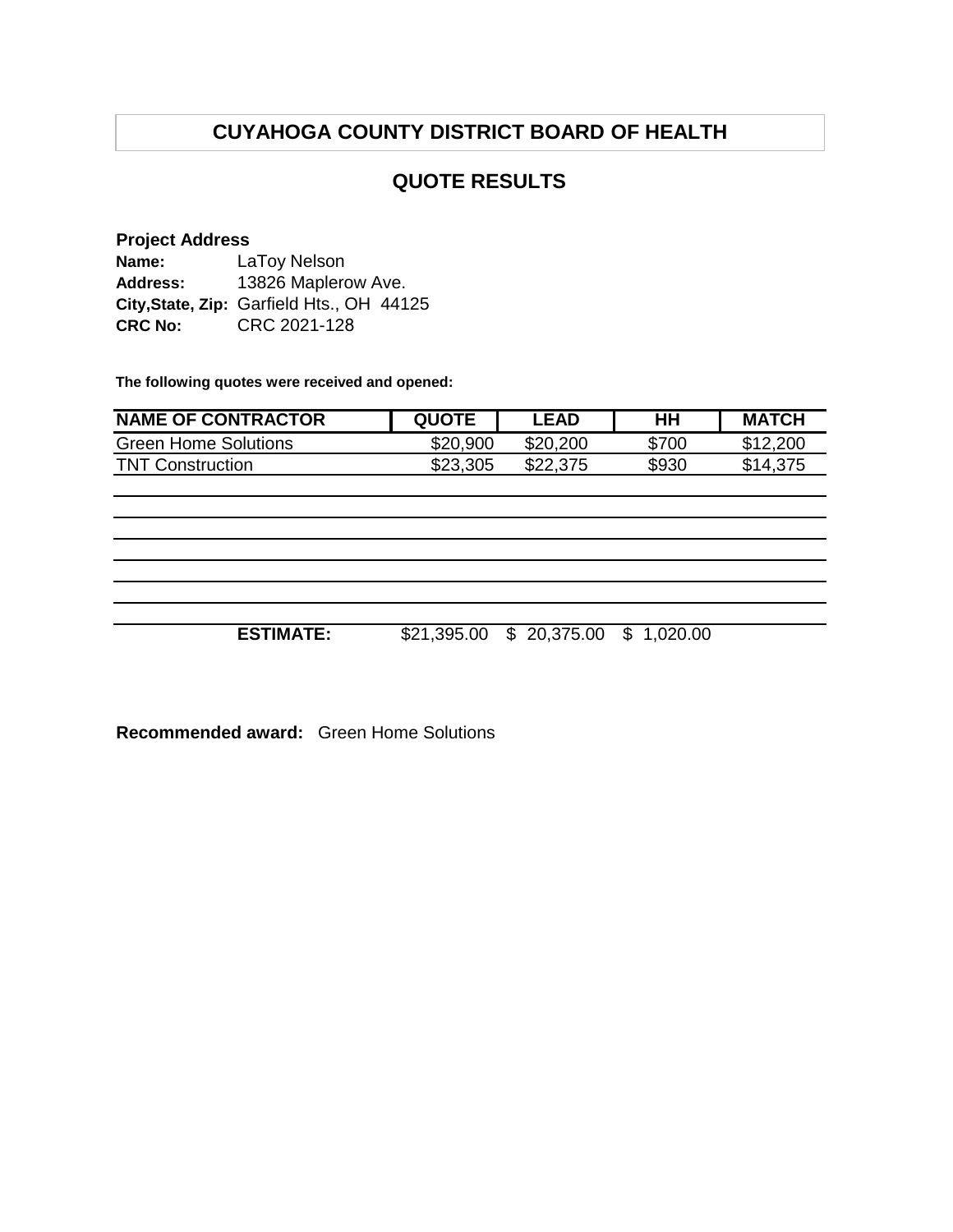# CUYAHOGA COUNTY DISTRICT BOARD OF HEALTH

## QUOTE RESULTS

**Project Address**
**Name:** LaToy Nelson
**Address:** 13826 Maplerow Ave.
**City,State, Zip:** Garfield Hts., OH 44125
**CRC No:** CRC 2021-128

**The following quotes were received and opened:**

| NAME OF CONTRACTOR | QUOTE | LEAD | HH | MATCH |
|---|---|---|---|---|
| Green Home Solutions | $20,900 | $20,200 | $700 | $12,200 |
| TNT Construction | $23,305 | $22,375 | $930 | $14,375 |
| | | | | |
| | | | | |
| | | | | |
| | | | | |
| | | | | |
| | | | | |
| **ESTIMATE:** | $21,395.00 | $ 20,375.00 | $ 1,020.00 | |

**Recommended award:** Green Home Solutions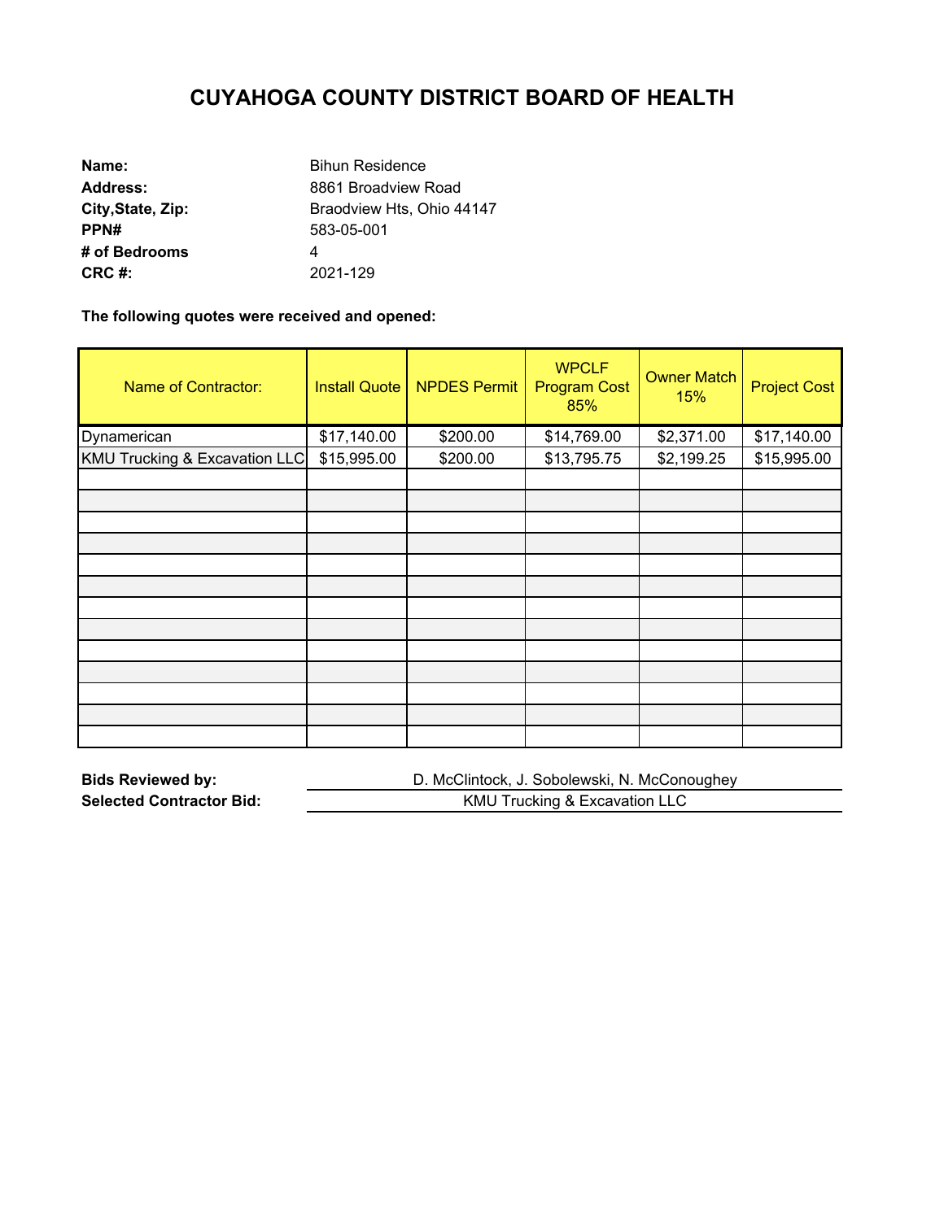# CUYAHOGA COUNTY DISTRICT BOARD OF HEALTH

**Name:** Bihun Residence
**Address:** 8861 Broadview Road
**City,State, Zip:** Braodview Hts, Ohio 44147
**PPN#** 583-05-001
**# of Bedrooms** 4
**CRC #:** 2021-129

**The following quotes were received and opened:**

| Name of Contractor: | Install Quote | NPDES Permit | WPCLF Program Cost 85% | Owner Match 15% | Project Cost |
|---|---|---|---|---|---|
| Dynamerican | $17,140.00 | $200.00 | $14,769.00 | $2,371.00 | $17,140.00 |
| KMU Trucking & Excavation LLC | $15,995.00 | $200.00 | $13,795.75 | $2,199.25 | $15,995.00 |
| | | | | | |
| | | | | | |
| | | | | | |
| | | | | | |
| | | | | | |
| | | | | | |
| | | | | | |
| | | | | | |
| | | | | | |
| | | | | | |
| | | | | | |
| | | | | | |
| | | | | | |

**Bids Reviewed by:** D. McClintock, J. Sobolewski, N. McConoughey
**Selected Contractor Bid:** KMU Trucking & Excavation LLC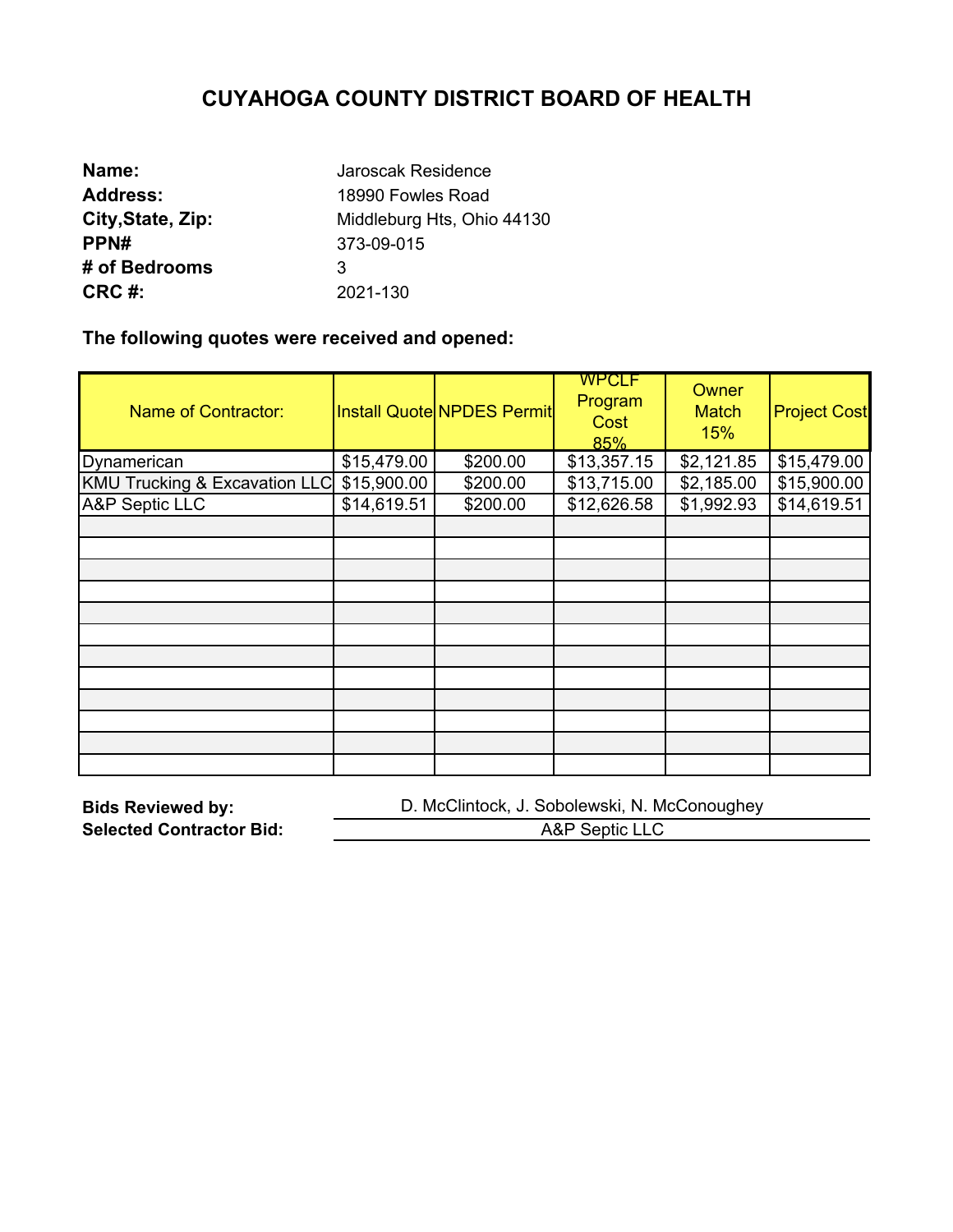# CUYAHOGA COUNTY DISTRICT BOARD OF HEALTH

| | |
|---|---|
| **Name:** | Jaroscak Residence |
| **Address:** | 18990 Fowles Road |
| **City,State, Zip:** | Middleburg Hts, Ohio 44130 |
| **PPN#** | 373-09-015 |
| **# of Bedrooms** | 3 |
| **CRC #:** | 2021-130 |

**The following quotes were received and opened:**

| Name of Contractor: | Install Quote | NPDES Permit | WPCLF Program Cost 85% | Owner Match 15% | Project Cost |
|---|---|---|---|---|---|
| Dynamerican | $15,479.00 | $200.00 | $13,357.15 | $2,121.85 | $15,479.00 |
| KMU Trucking & Excavation LLC | $15,900.00 | $200.00 | $13,715.00 | $2,185.00 | $15,900.00 |
| A&P Septic LLC | $14,619.51 | $200.00 | $12,626.58 | $1,992.93 | $14,619.51 |
| | | | | | |
| | | | | | |
| | | | | | |
| | | | | | |
| | | | | | |
| | | | | | |
| | | | | | |
| | | | | | |
| | | | | | |
| | | | | | |
| | | | | | |
| | | | | | |

**Bids Reviewed by:** D. McClintock, J. Sobolewski, N. McConoughey

**Selected Contractor Bid:** A&P Septic LLC